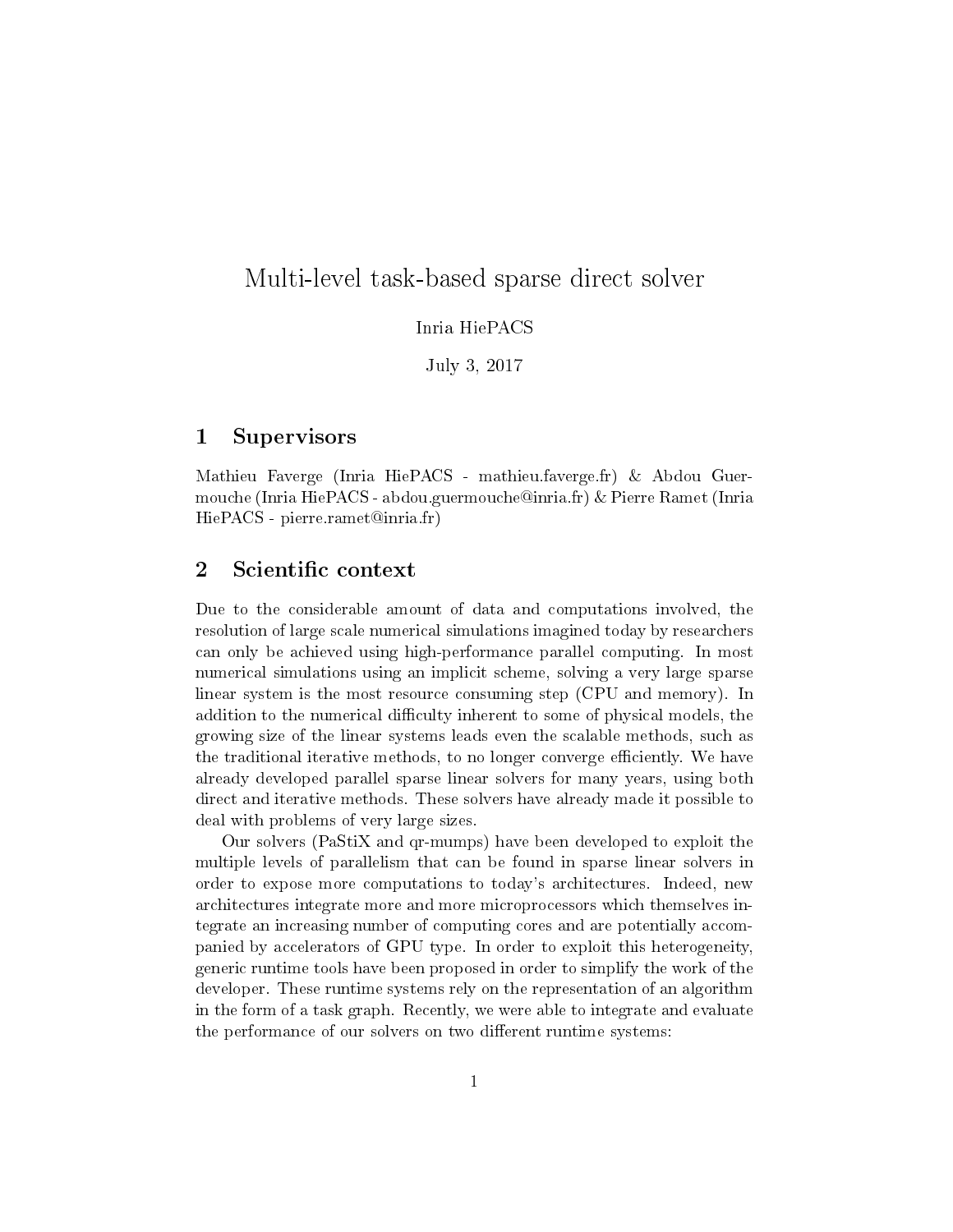# Multi-level task-based sparse direct solver

Inria HiePACS

July 3, 2017

## 1 Supervisors

Mathieu Faverge (Inria HiePACS - mathieu.faverge.fr) & Abdou Guermouche (Inria HiePACS - abdou.guermouche@inria.fr) & Pierre Ramet (Inria HiePACS - pierre.ramet@inria.fr)

## 2 Scientific context

Due to the considerable amount of data and computations involved, the resolution of large scale numerical simulations imagined today by researchers can only be achieved using high-performance parallel computing. In most numerical simulations using an implicit scheme, solving a very large sparse linear system is the most resource consuming step (CPU and memory). In addition to the numerical difficulty inherent to some of physical models, the growing size of the linear systems leads even the scalable methods, such as the traditional iterative methods, to no longer converge efficiently. We have already developed parallel sparse linear solvers for many years, using both direct and iterative methods. These solvers have already made it possible to deal with problems of very large sizes.

Our solvers (PaStiX and qr-mumps) have been developed to exploit the multiple levels of parallelism that can be found in sparse linear solvers in order to expose more computations to today's architectures. Indeed, new architectures integrate more and more microprocessors which themselves integrate an increasing number of computing cores and are potentially accompanied by accelerators of GPU type. In order to exploit this heterogeneity, generic runtime tools have been proposed in order to simplify the work of the developer. These runtime systems rely on the representation of an algorithm in the form of a task graph. Recently, we were able to integrate and evaluate the performance of our solvers on two different runtime systems: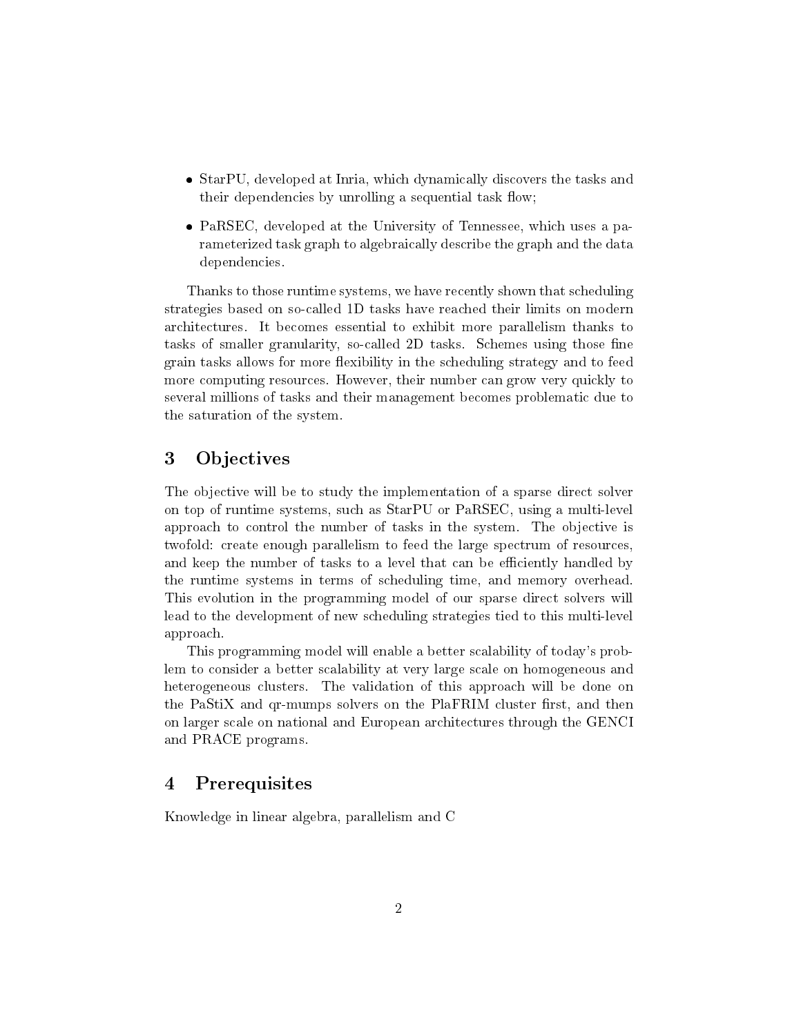- StarPU, developed at Inria, which dynamically discovers the tasks and their dependencies by unrolling a sequential task flow;
- PaRSEC, developed at the University of Tennessee, which uses a parameterized task graph to algebraically describe the graph and the data dependencies.

Thanks to those runtime systems, we have recently shown that scheduling strategies based on so-called 1D tasks have reached their limits on modern architectures. It becomes essential to exhibit more parallelism thanks to tasks of smaller granularity, so-called 2D tasks. Schemes using those fine grain tasks allows for more flexibility in the scheduling strategy and to feed more computing resources. However, their number can grow very quickly to several millions of tasks and their management becomes problematic due to the saturation of the system.

## 3 Objectives

The objective will be to study the implementation of a sparse direct solver on top of runtime systems, such as StarPU or PaRSEC, using a multi-level approach to control the number of tasks in the system. The objective is twofold: create enough parallelism to feed the large spectrum of resources, and keep the number of tasks to a level that can be efficiently handled by the runtime systems in terms of scheduling time, and memory overhead. This evolution in the programming model of our sparse direct solvers will lead to the development of new scheduling strategies tied to this multi-level approach.

This programming model will enable a better scalability of today's problem to consider a better scalability at very large scale on homogeneous and heterogeneous clusters. The validation of this approach will be done on the PaStiX and qr-mumps solvers on the PlaFRIM cluster first, and then on larger scale on national and European architectures through the GENCI and PRACE programs.

## 4 Prerequisites

Knowledge in linear algebra, parallelism and C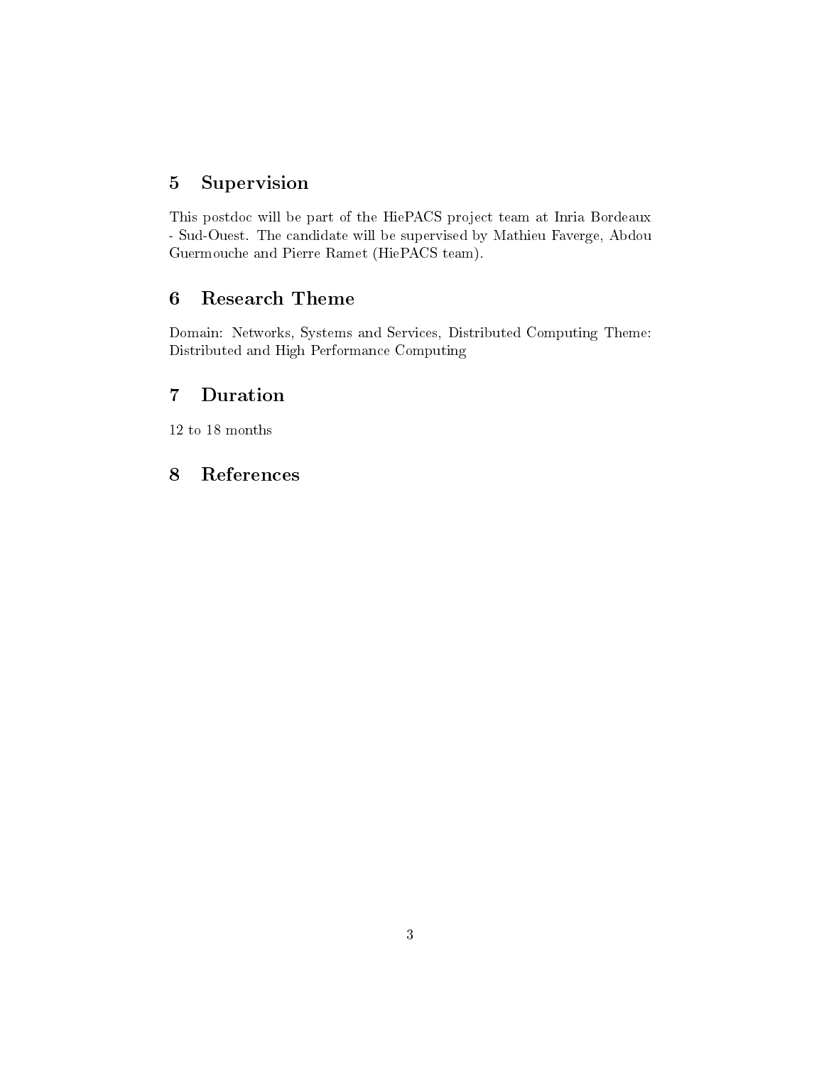## 5 Supervision

This postdoc will be part of the HiePACS project team at Inria Bordeaux - Sud-Ouest. The candidate will be supervised by Mathieu Faverge, Abdou Guermouche and Pierre Ramet (HiePACS team).

## 6 Research Theme

Domain: Networks, Systems and Services, Distributed Computing Theme: Distributed and High Performance Computing

## 7 Duration

12 to 18 months

## 8 References